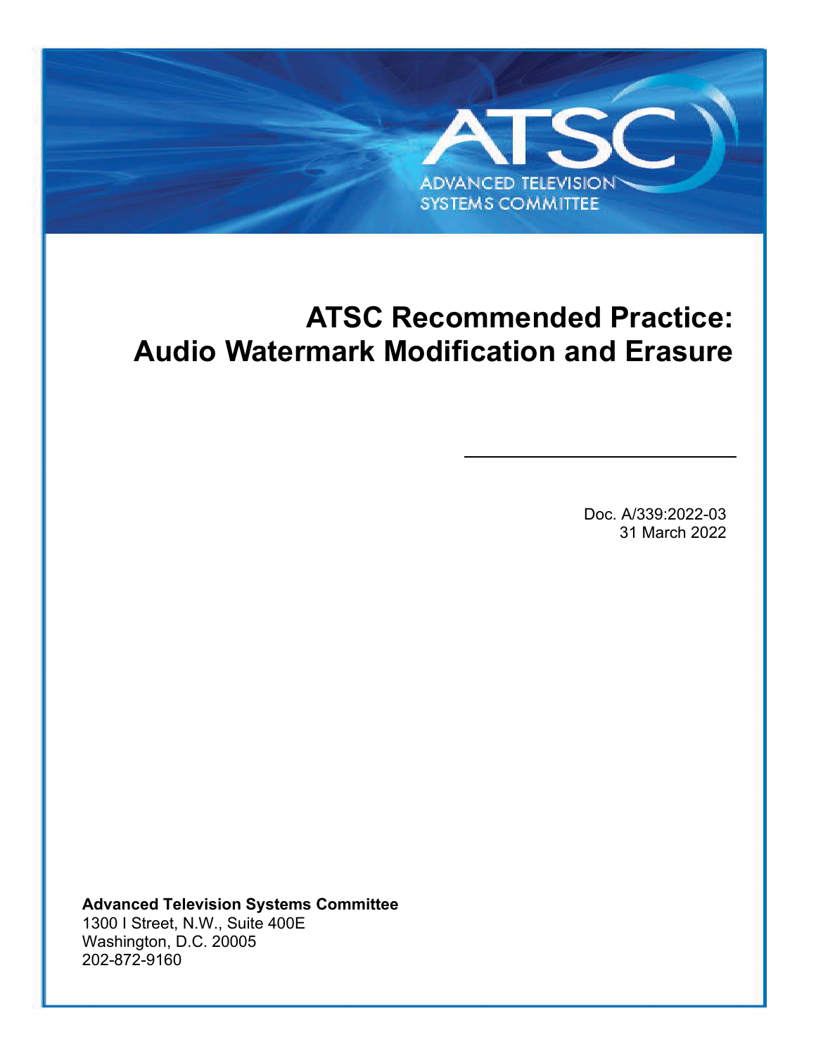ATSC

ADVANCED TELEVISION SYSTEMS COMMITTEE

# ATSC Recommended Practice: Audio Watermark Modification and Erasure

Doc. A/339:2022-03
31 March 2022

**Advanced Television Systems Committee**
1300 I Street, N.W., Suite 400E
Washington, D.C. 20005
202-872-9160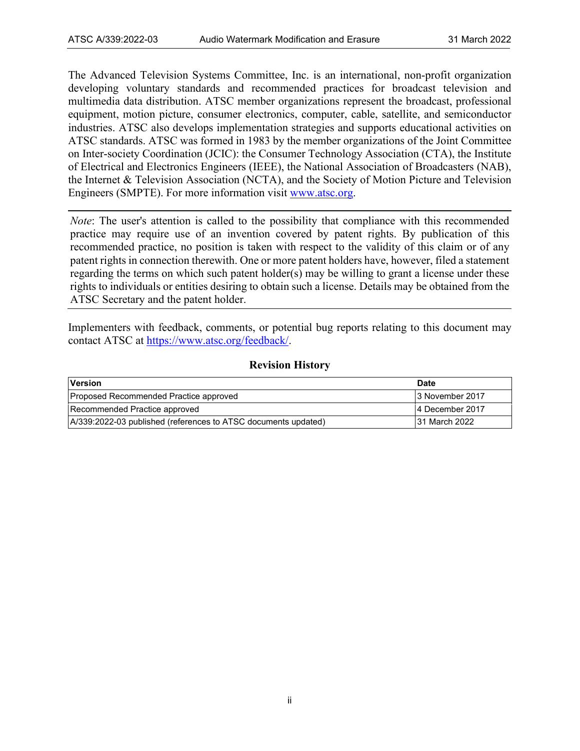The Advanced Television Systems Committee, Inc. is an international, non-profit organization developing voluntary standards and recommended practices for broadcast television and multimedia data distribution. ATSC member organizations represent the broadcast, professional equipment, motion picture, consumer electronics, computer, cable, satellite, and semiconductor industries. ATSC also develops implementation strategies and supports educational activities on ATSC standards. ATSC was formed in 1983 by the member organizations of the Joint Committee on Inter-society Coordination (JCIC): the Consumer Technology Association (CTA), the Institute of Electrical and Electronics Engineers (IEEE), the National Association of Broadcasters (NAB), the Internet & Television Association (NCTA), and the Society of Motion Picture and Television Engineers (SMPTE). For more information visit www.atsc.org.

---

*Note*: The user's attention is called to the possibility that compliance with this recommended practice may require use of an invention covered by patent rights. By publication of this recommended practice, no position is taken with respect to the validity of this claim or of any patent rights in connection therewith. One or more patent holders have, however, filed a statement regarding the terms on which such patent holder(s) may be willing to grant a license under these rights to individuals or entities desiring to obtain such a license. Details may be obtained from the ATSC Secretary and the patent holder.

---

Implementers with feedback, comments, or potential bug reports relating to this document may contact ATSC at https://www.atsc.org/feedback/.

**Revision History**

| Version | Date |
|---|---|
| Proposed Recommended Practice approved | 3 November 2017 |
| Recommended Practice approved | 4 December 2017 |
| A/339:2022-03 published (references to ATSC documents updated) | 31 March 2022 |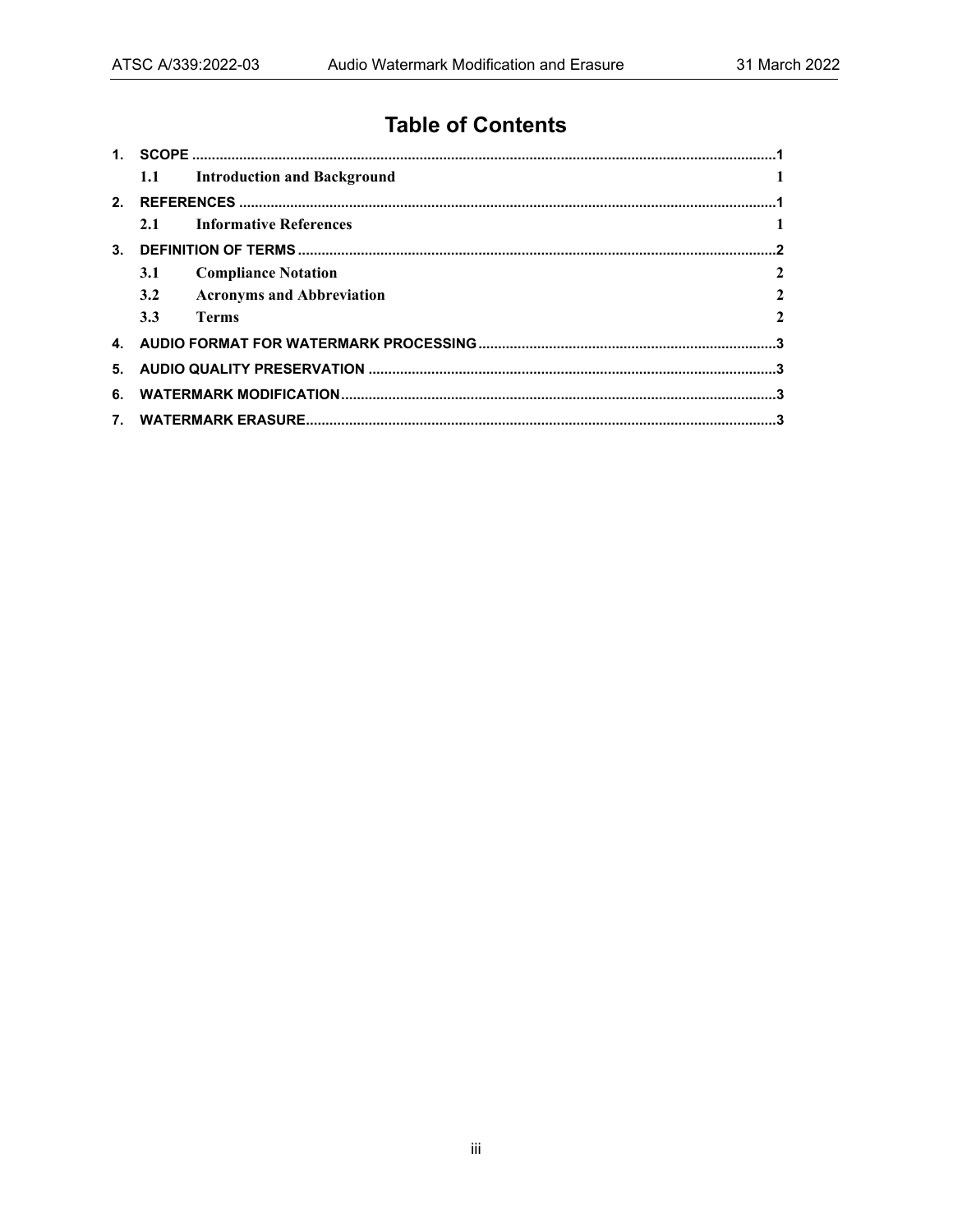# Table of Contents

1. SCOPE .......................................................................................................................................1
   - 1.1 Introduction and Background 1
2. REFERENCES ..........................................................................................................................1
   - 2.1 Informative References 1
3. DEFINITION OF TERMS ...........................................................................................................2
   - 3.1 Compliance Notation 2
   - 3.2 Acronyms and Abbreviation 2
   - 3.3 Terms 2
4. AUDIO FORMAT FOR WATERMARK PROCESSING ..............................................................3
5. AUDIO QUALITY PRESERVATION ..........................................................................................3
6. WATERMARK MODIFICATION.................................................................................................3
7. WATERMARK ERASURE..........................................................................................................3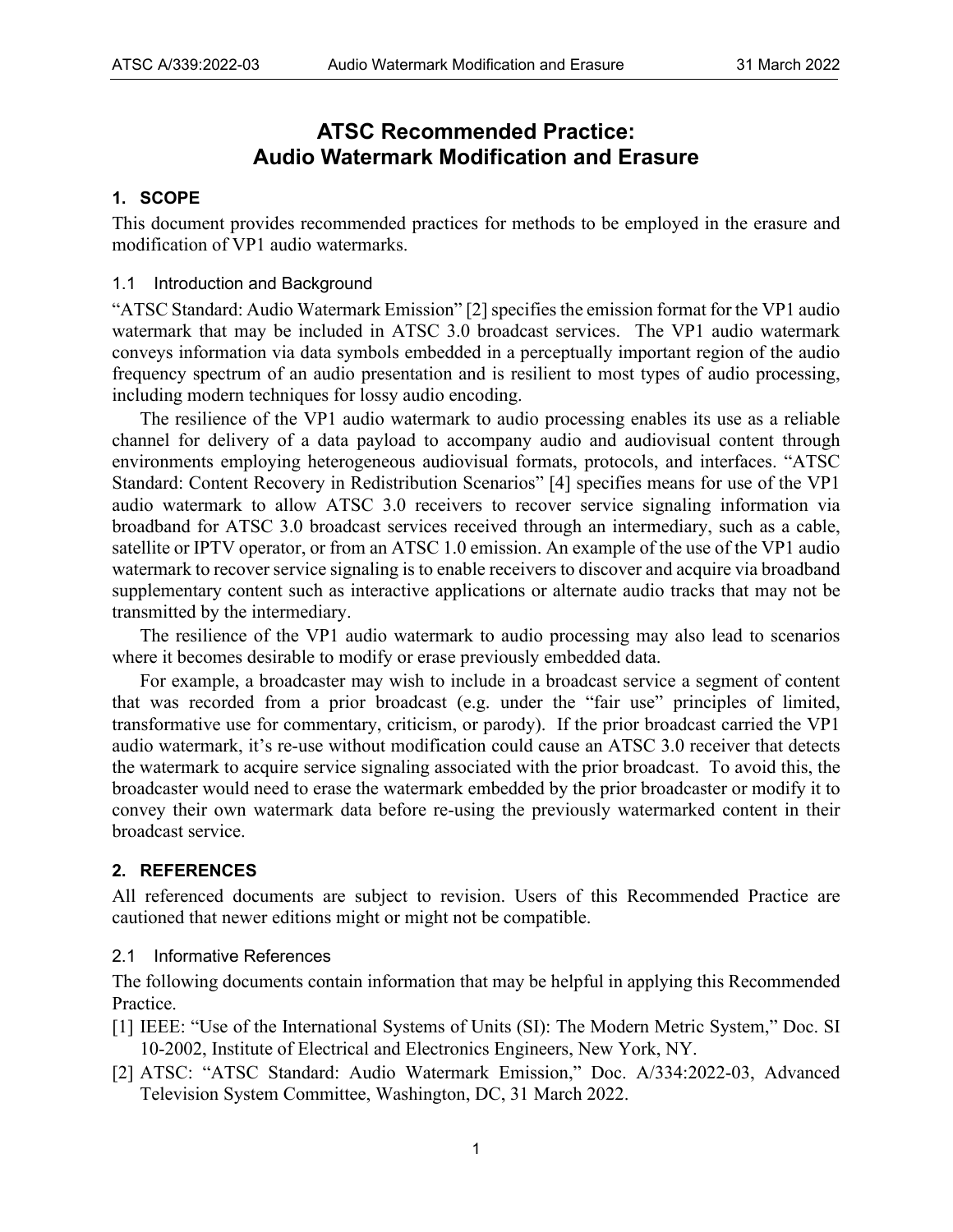# ATSC Recommended Practice: Audio Watermark Modification and Erasure

## 1. SCOPE

This document provides recommended practices for methods to be employed in the erasure and modification of VP1 audio watermarks.

### 1.1 Introduction and Background

"ATSC Standard: Audio Watermark Emission" [2] specifies the emission format for the VP1 audio watermark that may be included in ATSC 3.0 broadcast services. The VP1 audio watermark conveys information via data symbols embedded in a perceptually important region of the audio frequency spectrum of an audio presentation and is resilient to most types of audio processing, including modern techniques for lossy audio encoding.

The resilience of the VP1 audio watermark to audio processing enables its use as a reliable channel for delivery of a data payload to accompany audio and audiovisual content through environments employing heterogeneous audiovisual formats, protocols, and interfaces. "ATSC Standard: Content Recovery in Redistribution Scenarios" [4] specifies means for use of the VP1 audio watermark to allow ATSC 3.0 receivers to recover service signaling information via broadband for ATSC 3.0 broadcast services received through an intermediary, such as a cable, satellite or IPTV operator, or from an ATSC 1.0 emission. An example of the use of the VP1 audio watermark to recover service signaling is to enable receivers to discover and acquire via broadband supplementary content such as interactive applications or alternate audio tracks that may not be transmitted by the intermediary.

The resilience of the VP1 audio watermark to audio processing may also lead to scenarios where it becomes desirable to modify or erase previously embedded data.

For example, a broadcaster may wish to include in a broadcast service a segment of content that was recorded from a prior broadcast (e.g. under the "fair use" principles of limited, transformative use for commentary, criticism, or parody). If the prior broadcast carried the VP1 audio watermark, it's re-use without modification could cause an ATSC 3.0 receiver that detects the watermark to acquire service signaling associated with the prior broadcast. To avoid this, the broadcaster would need to erase the watermark embedded by the prior broadcaster or modify it to convey their own watermark data before re-using the previously watermarked content in their broadcast service.

## 2. REFERENCES

All referenced documents are subject to revision. Users of this Recommended Practice are cautioned that newer editions might or might not be compatible.

### 2.1 Informative References

The following documents contain information that may be helpful in applying this Recommended Practice.

[1] IEEE: "Use of the International Systems of Units (SI): The Modern Metric System," Doc. SI 10-2002, Institute of Electrical and Electronics Engineers, New York, NY.

[2] ATSC: "ATSC Standard: Audio Watermark Emission," Doc. A/334:2022-03, Advanced Television System Committee, Washington, DC, 31 March 2022.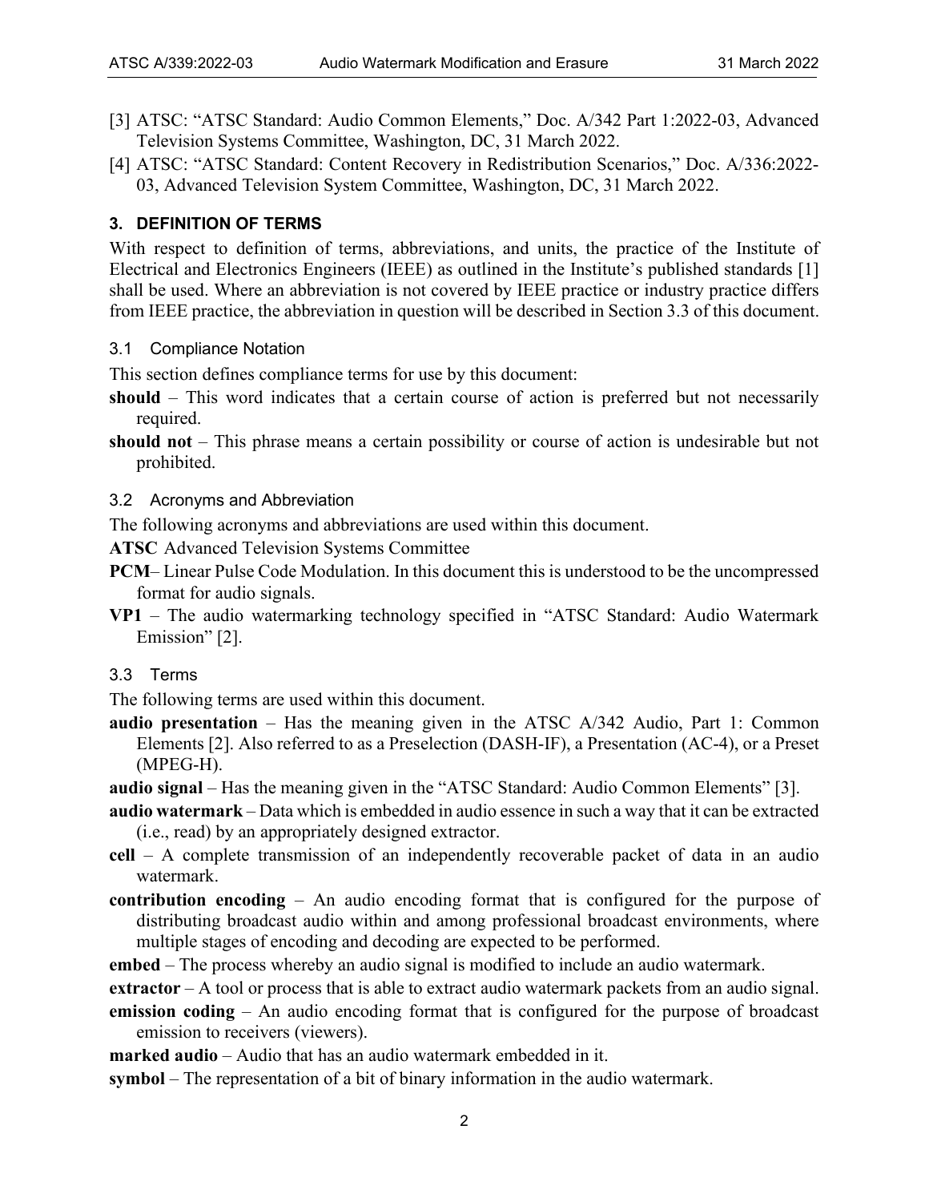[3] ATSC: "ATSC Standard: Audio Common Elements," Doc. A/342 Part 1:2022-03, Advanced Television Systems Committee, Washington, DC, 31 March 2022.

[4] ATSC: "ATSC Standard: Content Recovery in Redistribution Scenarios," Doc. A/336:2022-03, Advanced Television System Committee, Washington, DC, 31 March 2022.

## 3. DEFINITION OF TERMS

With respect to definition of terms, abbreviations, and units, the practice of the Institute of Electrical and Electronics Engineers (IEEE) as outlined in the Institute's published standards [1] shall be used. Where an abbreviation is not covered by IEEE practice or industry practice differs from IEEE practice, the abbreviation in question will be described in Section 3.3 of this document.

### 3.1 Compliance Notation

This section defines compliance terms for use by this document:

**should** – This word indicates that a certain course of action is preferred but not necessarily required.

**should not** – This phrase means a certain possibility or course of action is undesirable but not prohibited.

### 3.2 Acronyms and Abbreviation

The following acronyms and abbreviations are used within this document.

**ATSC** Advanced Television Systems Committee

**PCM**– Linear Pulse Code Modulation. In this document this is understood to be the uncompressed format for audio signals.

**VP1** – The audio watermarking technology specified in "ATSC Standard: Audio Watermark Emission" [2].

### 3.3 Terms

The following terms are used within this document.

**audio presentation** – Has the meaning given in the ATSC A/342 Audio, Part 1: Common Elements [2]. Also referred to as a Preselection (DASH-IF), a Presentation (AC-4), or a Preset (MPEG-H).

**audio signal** – Has the meaning given in the "ATSC Standard: Audio Common Elements" [3].

**audio watermark** – Data which is embedded in audio essence in such a way that it can be extracted (i.e., read) by an appropriately designed extractor.

**cell** – A complete transmission of an independently recoverable packet of data in an audio watermark.

**contribution encoding** – An audio encoding format that is configured for the purpose of distributing broadcast audio within and among professional broadcast environments, where multiple stages of encoding and decoding are expected to be performed.

**embed** – The process whereby an audio signal is modified to include an audio watermark.

**extractor** – A tool or process that is able to extract audio watermark packets from an audio signal.

**emission coding** – An audio encoding format that is configured for the purpose of broadcast emission to receivers (viewers).

**marked audio** – Audio that has an audio watermark embedded in it.

**symbol** – The representation of a bit of binary information in the audio watermark.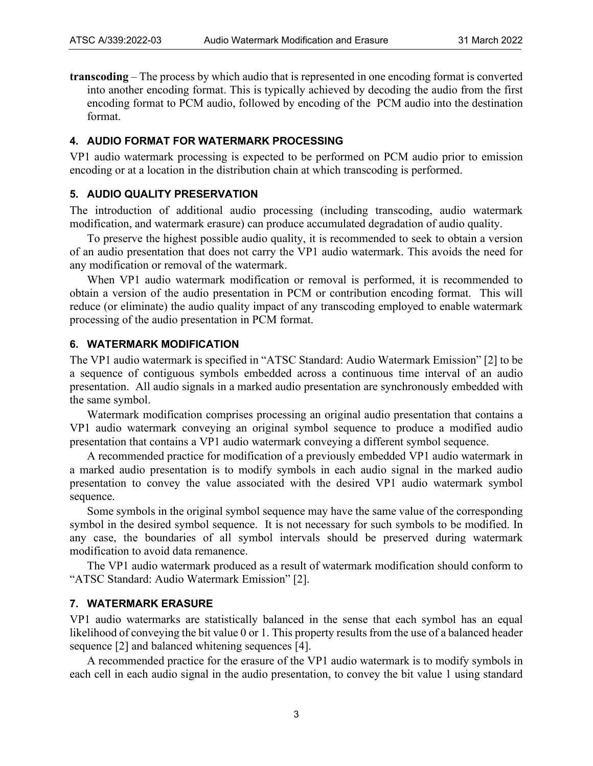**transcoding** – The process by which audio that is represented in one encoding format is converted into another encoding format. This is typically achieved by decoding the audio from the first encoding format to PCM audio, followed by encoding of the PCM audio into the destination format.

## 4. AUDIO FORMAT FOR WATERMARK PROCESSING

VP1 audio watermark processing is expected to be performed on PCM audio prior to emission encoding or at a location in the distribution chain at which transcoding is performed.

## 5. AUDIO QUALITY PRESERVATION

The introduction of additional audio processing (including transcoding, audio watermark modification, and watermark erasure) can produce accumulated degradation of audio quality.

To preserve the highest possible audio quality, it is recommended to seek to obtain a version of an audio presentation that does not carry the VP1 audio watermark. This avoids the need for any modification or removal of the watermark.

When VP1 audio watermark modification or removal is performed, it is recommended to obtain a version of the audio presentation in PCM or contribution encoding format. This will reduce (or eliminate) the audio quality impact of any transcoding employed to enable watermark processing of the audio presentation in PCM format.

## 6. WATERMARK MODIFICATION

The VP1 audio watermark is specified in "ATSC Standard: Audio Watermark Emission" [2] to be a sequence of contiguous symbols embedded across a continuous time interval of an audio presentation. All audio signals in a marked audio presentation are synchronously embedded with the same symbol.

Watermark modification comprises processing an original audio presentation that contains a VP1 audio watermark conveying an original symbol sequence to produce a modified audio presentation that contains a VP1 audio watermark conveying a different symbol sequence.

A recommended practice for modification of a previously embedded VP1 audio watermark in a marked audio presentation is to modify symbols in each audio signal in the marked audio presentation to convey the value associated with the desired VP1 audio watermark symbol sequence.

Some symbols in the original symbol sequence may have the same value of the corresponding symbol in the desired symbol sequence. It is not necessary for such symbols to be modified. In any case, the boundaries of all symbol intervals should be preserved during watermark modification to avoid data remanence.

The VP1 audio watermark produced as a result of watermark modification should conform to "ATSC Standard: Audio Watermark Emission" [2].

## 7. WATERMARK ERASURE

VP1 audio watermarks are statistically balanced in the sense that each symbol has an equal likelihood of conveying the bit value 0 or 1. This property results from the use of a balanced header sequence [2] and balanced whitening sequences [4].

A recommended practice for the erasure of the VP1 audio watermark is to modify symbols in each cell in each audio signal in the audio presentation, to convey the bit value 1 using standard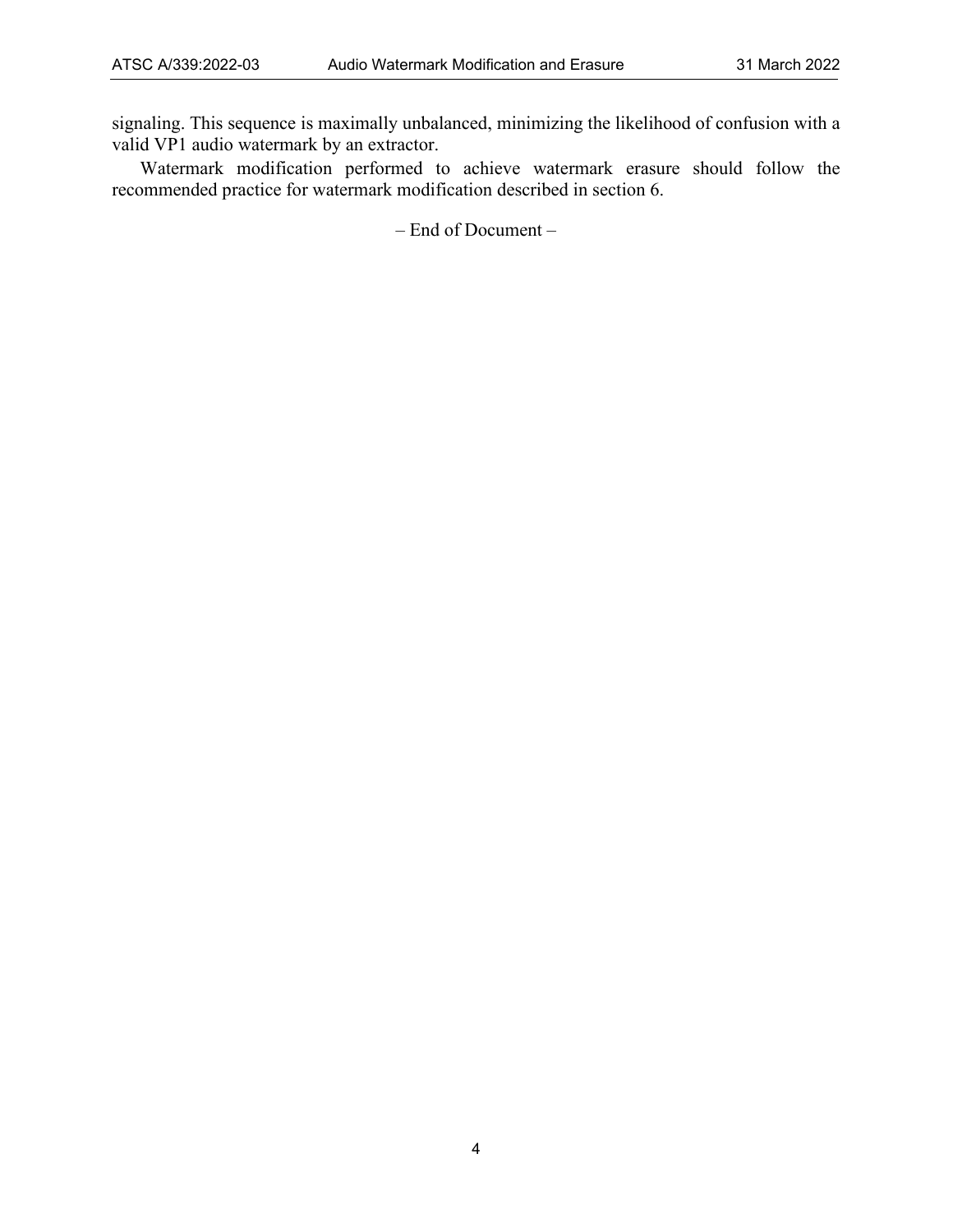signaling. This sequence is maximally unbalanced, minimizing the likelihood of confusion with a valid VP1 audio watermark by an extractor.

Watermark modification performed to achieve watermark erasure should follow the recommended practice for watermark modification described in section 6.

– End of Document –